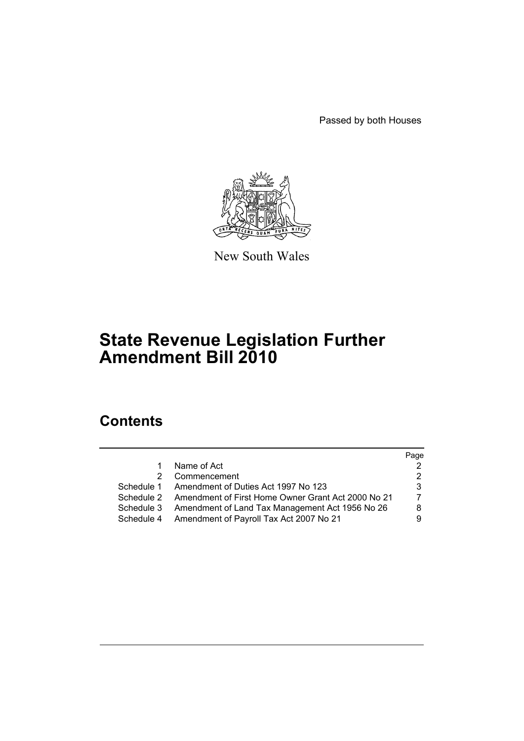Passed by both Houses

New South Wales

# State Revenue Legislation Further Amendment Bill 2010

## Contents

| | | Page |
|---|---|---|
| 1 | Name of Act | 2 |
| 2 | Commencement | 2 |
| Schedule 1 | Amendment of Duties Act 1997 No 123 | 3 |
| Schedule 2 | Amendment of First Home Owner Grant Act 2000 No 21 | 7 |
| Schedule 3 | Amendment of Land Tax Management Act 1956 No 26 | 8 |
| Schedule 4 | Amendment of Payroll Tax Act 2007 No 21 | 9 |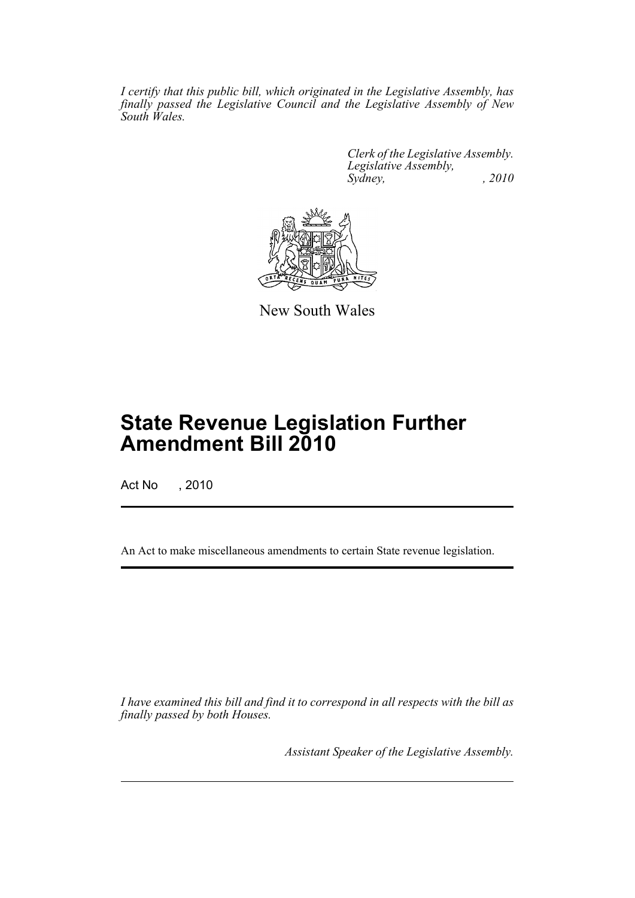*I certify that this public bill, which originated in the Legislative Assembly, has finally passed the Legislative Council and the Legislative Assembly of New South Wales.*

*Clerk of the Legislative Assembly.*
*Legislative Assembly,*
*Sydney, , 2010*

New South Wales

# State Revenue Legislation Further Amendment Bill 2010

Act No , 2010

An Act to make miscellaneous amendments to certain State revenue legislation.

*I have examined this bill and find it to correspond in all respects with the bill as finally passed by both Houses.*

*Assistant Speaker of the Legislative Assembly.*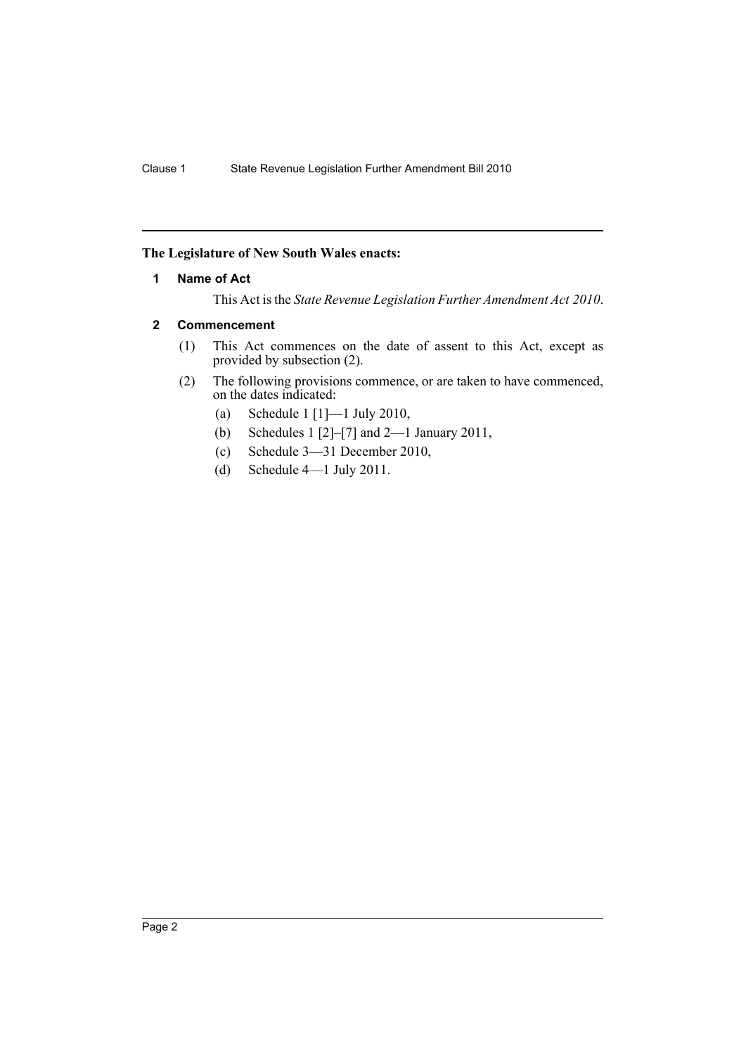**The Legislature of New South Wales enacts:**

## 1 Name of Act

This Act is the *State Revenue Legislation Further Amendment Act 2010*.

## 2 Commencement

(1) This Act commences on the date of assent to this Act, except as provided by subsection (2).

(2) The following provisions commence, or are taken to have commenced, on the dates indicated:

(a) Schedule 1 [1]—1 July 2010,

(b) Schedules 1 [2]–[7] and 2—1 January 2011,

(c) Schedule 3—31 December 2010,

(d) Schedule 4—1 July 2011.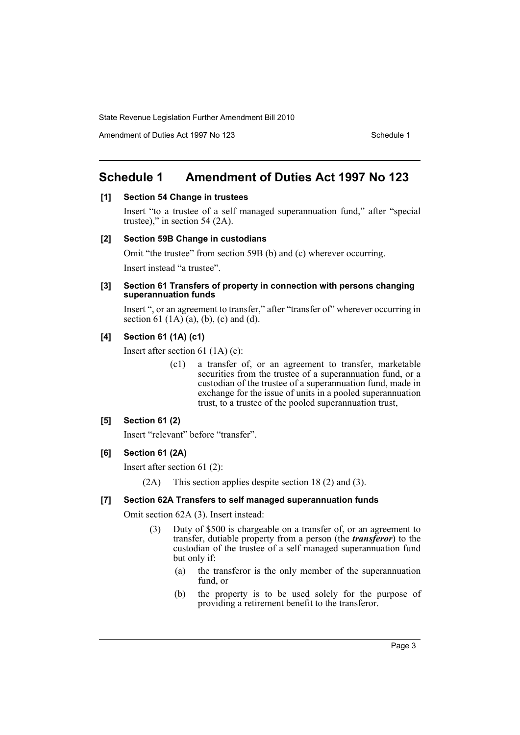# Schedule 1 Amendment of Duties Act 1997 No 123

**[1] Section 54 Change in trustees**

Insert "to a trustee of a self managed superannuation fund," after "special trustee)," in section 54 (2A).

**[2] Section 59B Change in custodians**

Omit "the trustee" from section 59B (b) and (c) wherever occurring.

Insert instead "a trustee".

**[3] Section 61 Transfers of property in connection with persons changing superannuation funds**

Insert ", or an agreement to transfer," after "transfer of" wherever occurring in section 61 (1A) (a), (b), (c) and (d).

**[4] Section 61 (1A) (c1)**

Insert after section 61 (1A) (c):

> (c1) a transfer of, or an agreement to transfer, marketable securities from the trustee of a superannuation fund, or a custodian of the trustee of a superannuation fund, made in exchange for the issue of units in a pooled superannuation trust, to a trustee of the pooled superannuation trust,

**[5] Section 61 (2)**

Insert "relevant" before "transfer".

**[6] Section 61 (2A)**

Insert after section 61 (2):

> (2A) This section applies despite section 18 (2) and (3).

**[7] Section 62A Transfers to self managed superannuation funds**

Omit section 62A (3). Insert instead:

> (3) Duty of $500 is chargeable on a transfer of, or an agreement to transfer, dutiable property from a person (the ***transferor***) to the custodian of the trustee of a self managed superannuation fund but only if:
>
> (a) the transferor is the only member of the superannuation fund, or
>
> (b) the property is to be used solely for the purpose of providing a retirement benefit to the transferor.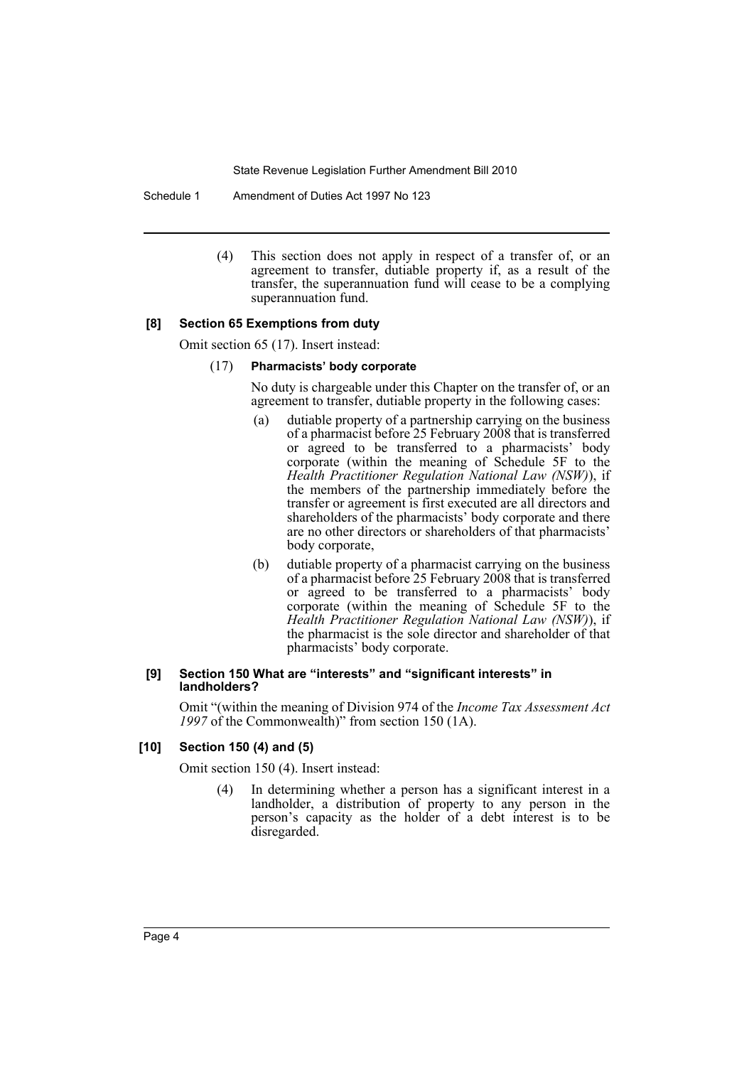(4) This section does not apply in respect of a transfer of, or an agreement to transfer, dutiable property if, as a result of the transfer, the superannuation fund will cease to be a complying superannuation fund.

### [8] Section 65 Exemptions from duty

Omit section 65 (17). Insert instead:

(17) **Pharmacists' body corporate**

No duty is chargeable under this Chapter on the transfer of, or an agreement to transfer, dutiable property in the following cases:

- (a) dutiable property of a partnership carrying on the business of a pharmacist before 25 February 2008 that is transferred or agreed to be transferred to a pharmacists' body corporate (within the meaning of Schedule 5F to the *Health Practitioner Regulation National Law (NSW)*), if the members of the partnership immediately before the transfer or agreement is first executed are all directors and shareholders of the pharmacists' body corporate and there are no other directors or shareholders of that pharmacists' body corporate,
- (b) dutiable property of a pharmacist carrying on the business of a pharmacist before 25 February 2008 that is transferred or agreed to be transferred to a pharmacists' body corporate (within the meaning of Schedule 5F to the *Health Practitioner Regulation National Law (NSW)*), if the pharmacist is the sole director and shareholder of that pharmacists' body corporate.

### [9] Section 150 What are "interests" and "significant interests" in landholders?

Omit "(within the meaning of Division 974 of the *Income Tax Assessment Act 1997* of the Commonwealth)" from section 150 (1A).

### [10] Section 150 (4) and (5)

Omit section 150 (4). Insert instead:

(4) In determining whether a person has a significant interest in a landholder, a distribution of property to any person in the person's capacity as the holder of a debt interest is to be disregarded.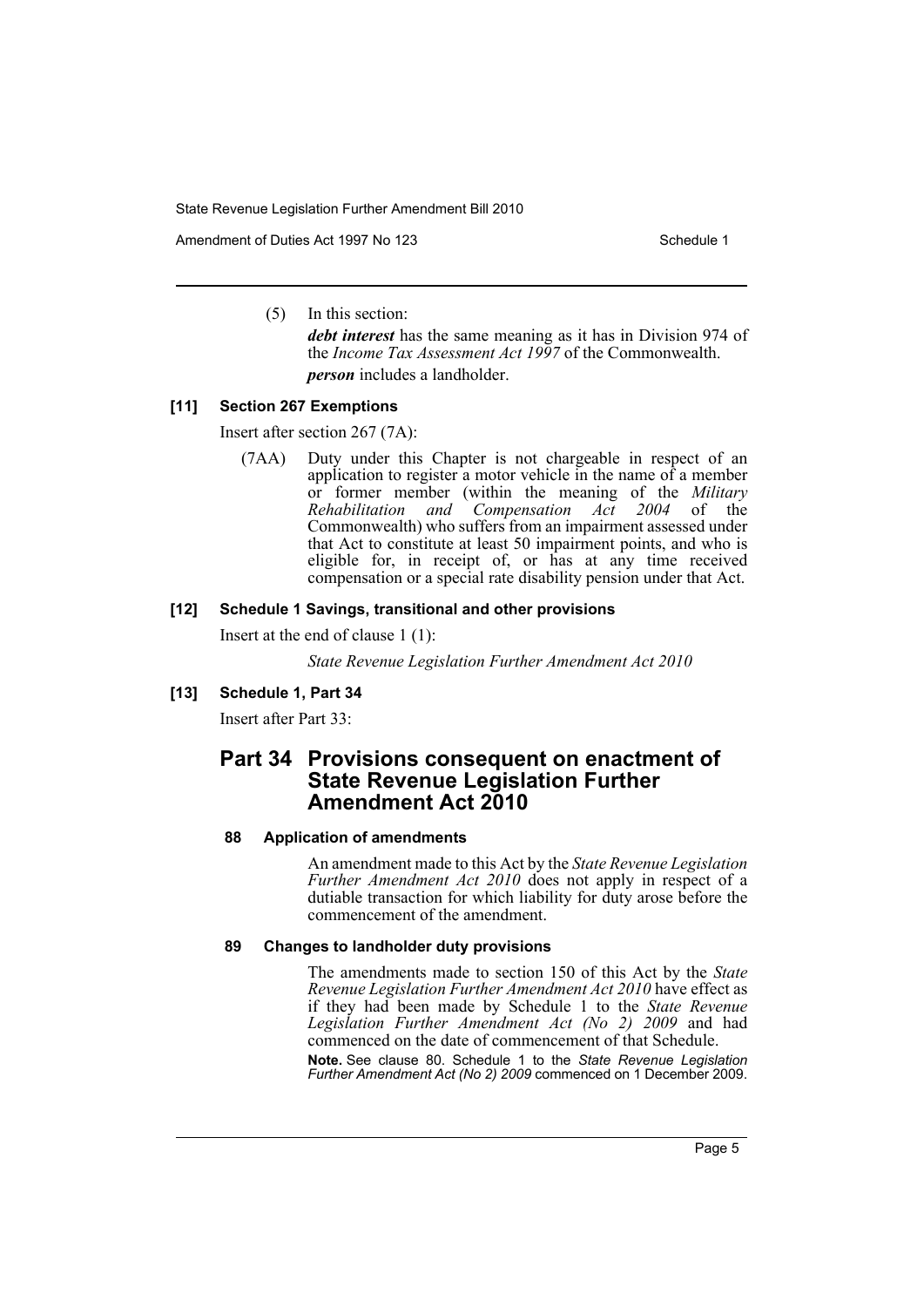(5) In this section:

***debt interest*** has the same meaning as it has in Division 974 of the *Income Tax Assessment Act 1997* of the Commonwealth.

***person*** includes a landholder.

#### [11] Section 267 Exemptions

Insert after section 267 (7A):

(7AA) Duty under this Chapter is not chargeable in respect of an application to register a motor vehicle in the name of a member or former member (within the meaning of the *Military Rehabilitation and Compensation Act 2004* of the Commonwealth) who suffers from an impairment assessed under that Act to constitute at least 50 impairment points, and who is eligible for, in receipt of, or has at any time received compensation or a special rate disability pension under that Act.

#### [12] Schedule 1 Savings, transitional and other provisions

Insert at the end of clause 1 (1):

*State Revenue Legislation Further Amendment Act 2010*

#### [13] Schedule 1, Part 34

Insert after Part 33:

## Part 34 Provisions consequent on enactment of State Revenue Legislation Further Amendment Act 2010

#### 88 Application of amendments

An amendment made to this Act by the *State Revenue Legislation Further Amendment Act 2010* does not apply in respect of a dutiable transaction for which liability for duty arose before the commencement of the amendment.

#### 89 Changes to landholder duty provisions

The amendments made to section 150 of this Act by the *State Revenue Legislation Further Amendment Act 2010* have effect as if they had been made by Schedule 1 to the *State Revenue Legislation Further Amendment Act (No 2) 2009* and had commenced on the date of commencement of that Schedule.

**Note.** See clause 80. Schedule 1 to the *State Revenue Legislation Further Amendment Act (No 2) 2009* commenced on 1 December 2009.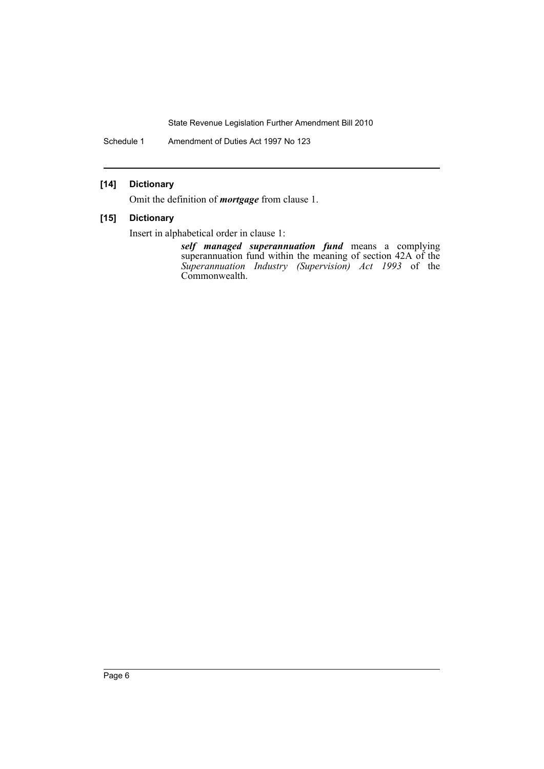### [14] Dictionary

Omit the definition of ***mortgage*** from clause 1.

### [15] Dictionary

Insert in alphabetical order in clause 1:

> ***self managed superannuation fund*** means a complying superannuation fund within the meaning of section 42A of the *Superannuation Industry (Supervision) Act 1993* of the Commonwealth.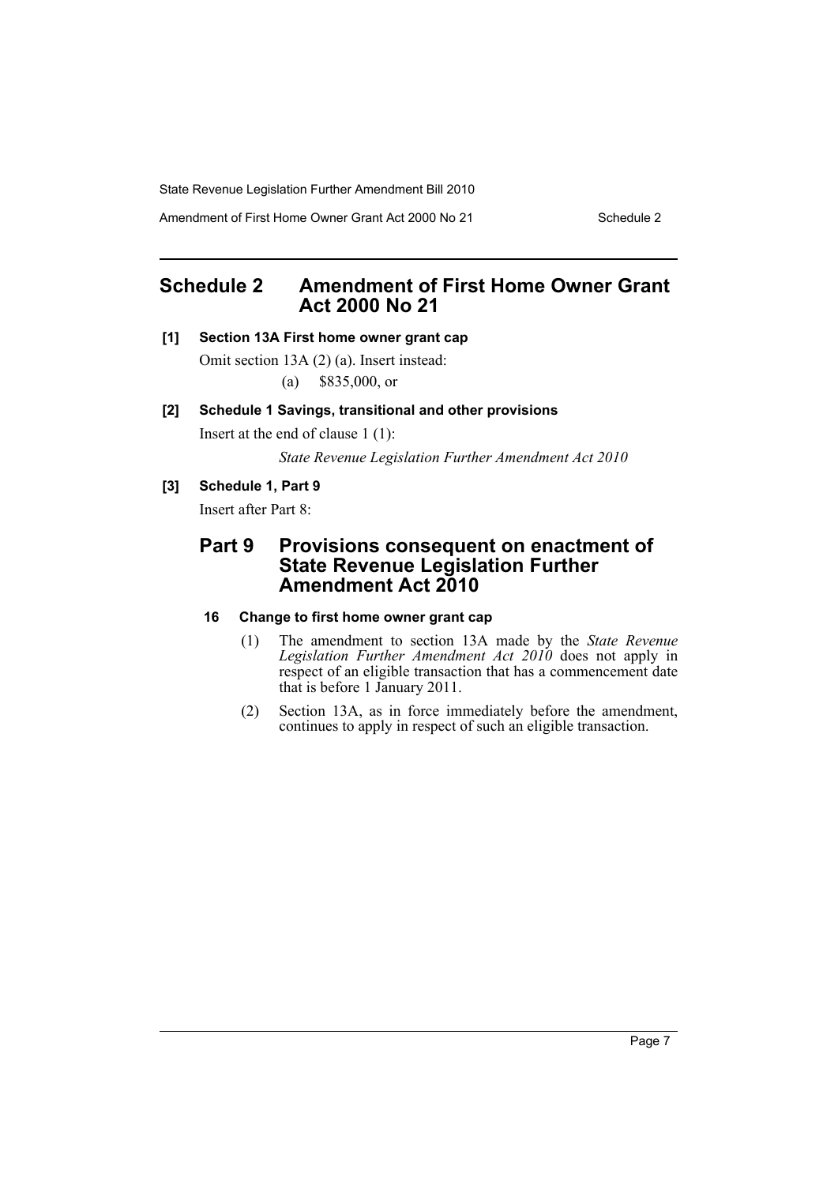## Schedule 2 Amendment of First Home Owner Grant Act 2000 No 21

**[1] Section 13A First home owner grant cap**

Omit section 13A (2) (a). Insert instead:

(a) $835,000, or

**[2] Schedule 1 Savings, transitional and other provisions**

Insert at the end of clause 1 (1):

*State Revenue Legislation Further Amendment Act 2010*

**[3] Schedule 1, Part 9**

Insert after Part 8:

## Part 9 Provisions consequent on enactment of State Revenue Legislation Further Amendment Act 2010

**16 Change to first home owner grant cap**

(1) The amendment to section 13A made by the *State Revenue Legislation Further Amendment Act 2010* does not apply in respect of an eligible transaction that has a commencement date that is before 1 January 2011.

(2) Section 13A, as in force immediately before the amendment, continues to apply in respect of such an eligible transaction.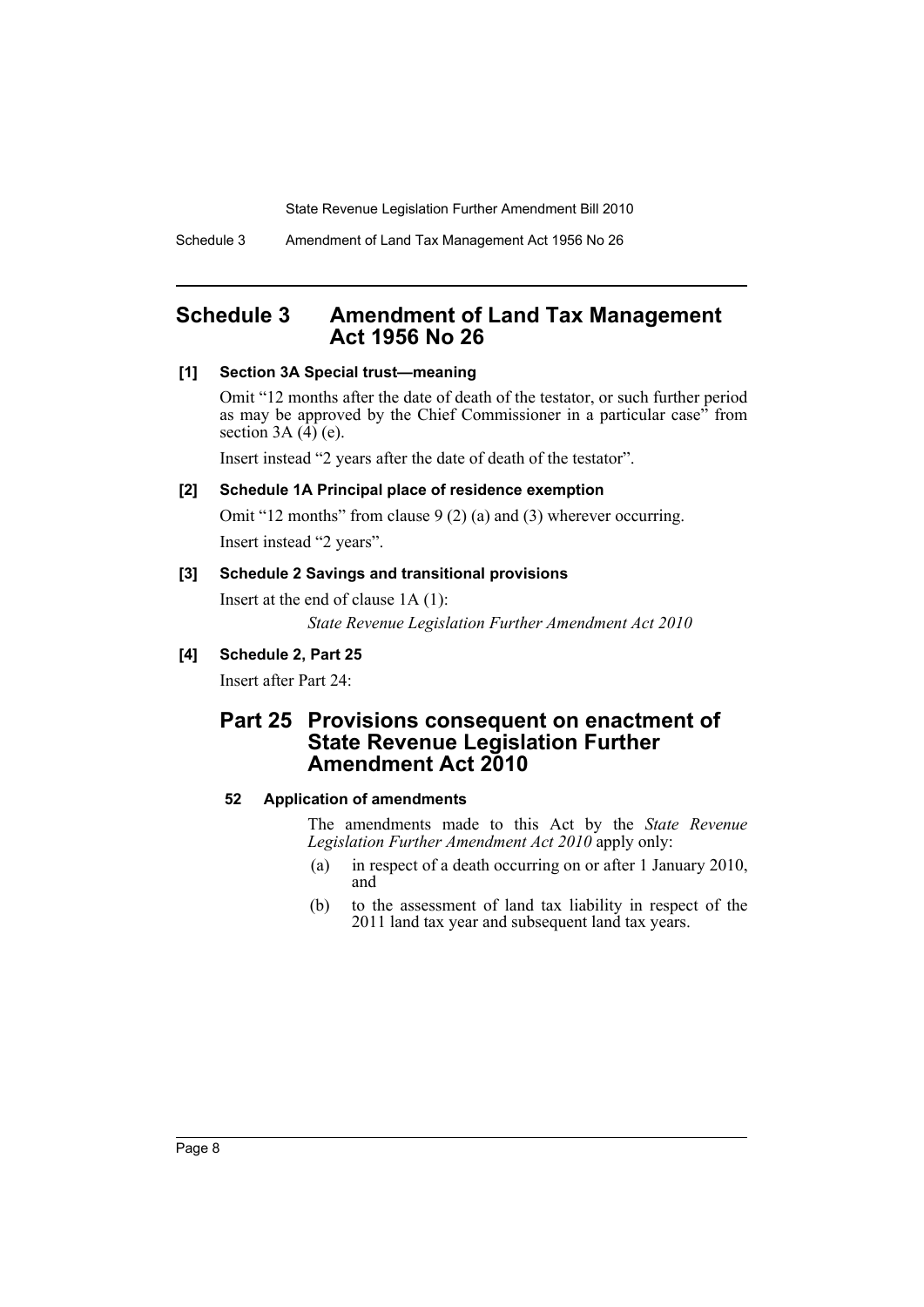## Schedule 3 Amendment of Land Tax Management Act 1956 No 26

**[1] Section 3A Special trust—meaning**

Omit "12 months after the date of death of the testator, or such further period as may be approved by the Chief Commissioner in a particular case" from section 3A (4) (e).

Insert instead "2 years after the date of death of the testator".

**[2] Schedule 1A Principal place of residence exemption**

Omit "12 months" from clause 9 (2) (a) and (3) wherever occurring.

Insert instead "2 years".

**[3] Schedule 2 Savings and transitional provisions**

Insert at the end of clause 1A (1):

*State Revenue Legislation Further Amendment Act 2010*

**[4] Schedule 2, Part 25**

Insert after Part 24:

### Part 25 Provisions consequent on enactment of State Revenue Legislation Further Amendment Act 2010

**52 Application of amendments**

The amendments made to this Act by the *State Revenue Legislation Further Amendment Act 2010* apply only:

(a) in respect of a death occurring on or after 1 January 2010, and

(b) to the assessment of land tax liability in respect of the 2011 land tax year and subsequent land tax years.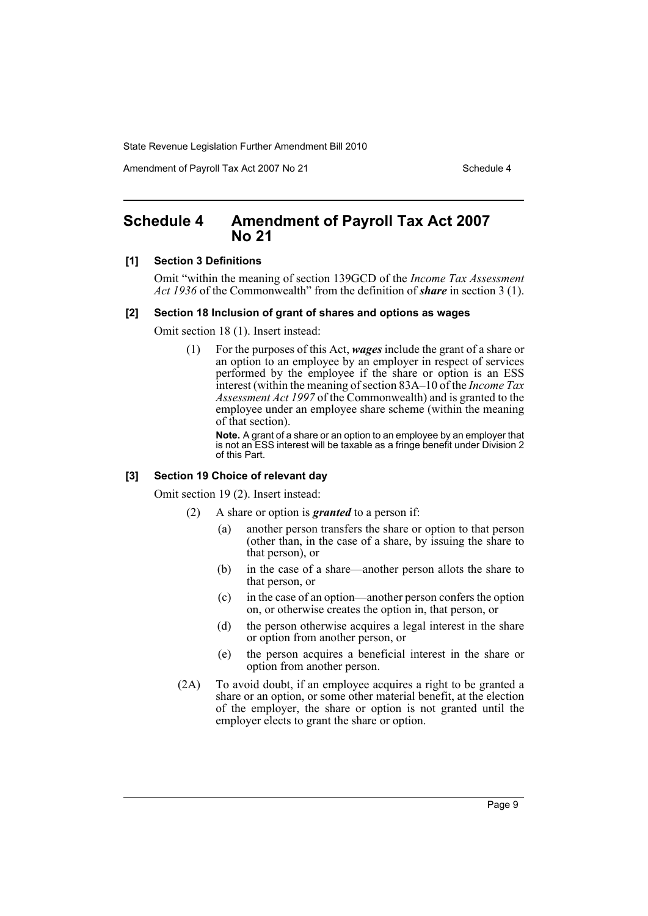# Schedule 4 Amendment of Payroll Tax Act 2007 No 21

**[1] Section 3 Definitions**

Omit "within the meaning of section 139GCD of the *Income Tax Assessment Act 1936* of the Commonwealth" from the definition of ***share*** in section 3 (1).

**[2] Section 18 Inclusion of grant of shares and options as wages**

Omit section 18 (1). Insert instead:

> (1) For the purposes of this Act, ***wages*** include the grant of a share or an option to an employee by an employer in respect of services performed by the employee if the share or option is an ESS interest (within the meaning of section 83A–10 of the *Income Tax Assessment Act 1997* of the Commonwealth) and is granted to the employee under an employee share scheme (within the meaning of that section).
>
> **Note.** A grant of a share or an option to an employee by an employer that is not an ESS interest will be taxable as a fringe benefit under Division 2 of this Part.

**[3] Section 19 Choice of relevant day**

Omit section 19 (2). Insert instead:

> (2) A share or option is ***granted*** to a person if:
>
> (a) another person transfers the share or option to that person (other than, in the case of a share, by issuing the share to that person), or
>
> (b) in the case of a share—another person allots the share to that person, or
>
> (c) in the case of an option—another person confers the option on, or otherwise creates the option in, that person, or
>
> (d) the person otherwise acquires a legal interest in the share or option from another person, or
>
> (e) the person acquires a beneficial interest in the share or option from another person.
>
> (2A) To avoid doubt, if an employee acquires a right to be granted a share or an option, or some other material benefit, at the election of the employer, the share or option is not granted until the employer elects to grant the share or option.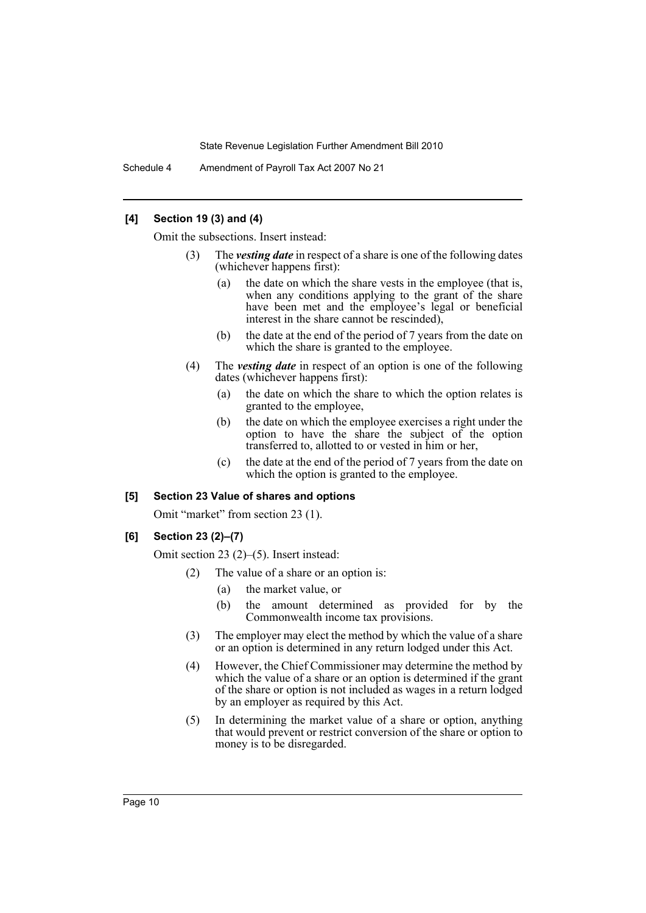#### [4] Section 19 (3) and (4)

Omit the subsections. Insert instead:

(3) The ***vesting date*** in respect of a share is one of the following dates (whichever happens first):

(a) the date on which the share vests in the employee (that is, when any conditions applying to the grant of the share have been met and the employee's legal or beneficial interest in the share cannot be rescinded),

(b) the date at the end of the period of 7 years from the date on which the share is granted to the employee.

(4) The ***vesting date*** in respect of an option is one of the following dates (whichever happens first):

(a) the date on which the share to which the option relates is granted to the employee,

(b) the date on which the employee exercises a right under the option to have the share the subject of the option transferred to, allotted to or vested in him or her,

(c) the date at the end of the period of 7 years from the date on which the option is granted to the employee.

#### [5] Section 23 Value of shares and options

Omit "market" from section 23 (1).

#### [6] Section 23 (2)–(7)

Omit section 23 (2)–(5). Insert instead:

(2) The value of a share or an option is:

(a) the market value, or

(b) the amount determined as provided for by the Commonwealth income tax provisions.

(3) The employer may elect the method by which the value of a share or an option is determined in any return lodged under this Act.

(4) However, the Chief Commissioner may determine the method by which the value of a share or an option is determined if the grant of the share or option is not included as wages in a return lodged by an employer as required by this Act.

(5) In determining the market value of a share or option, anything that would prevent or restrict conversion of the share or option to money is to be disregarded.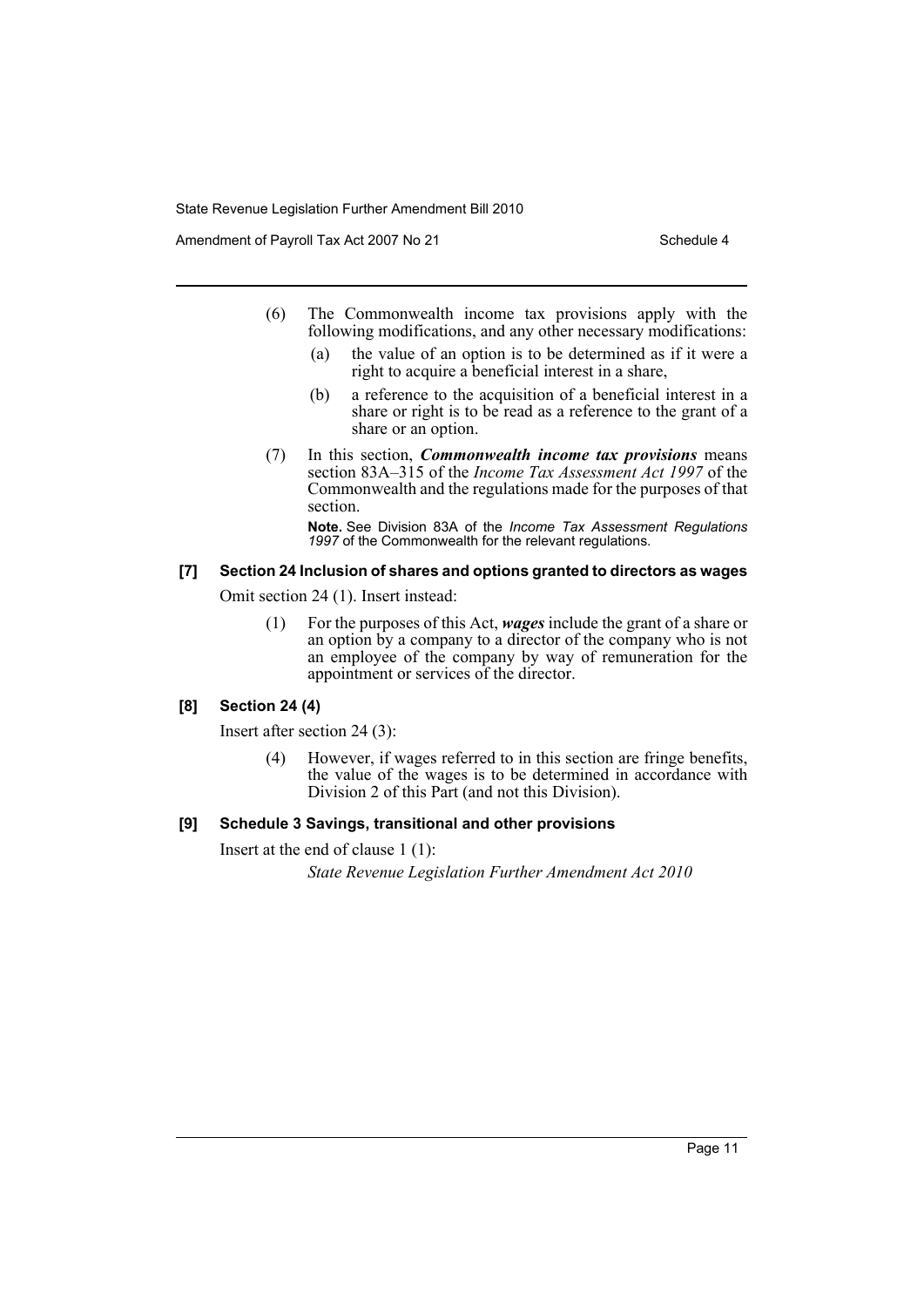(6) The Commonwealth income tax provisions apply with the following modifications, and any other necessary modifications:

   (a) the value of an option is to be determined as if it were a right to acquire a beneficial interest in a share,

   (b) a reference to the acquisition of a beneficial interest in a share or right is to be read as a reference to the grant of a share or an option.

(7) In this section, ***Commonwealth income tax provisions*** means section 83A–315 of the *Income Tax Assessment Act 1997* of the Commonwealth and the regulations made for the purposes of that section.

**Note.** See Division 83A of the *Income Tax Assessment Regulations 1997* of the Commonwealth for the relevant regulations.

### [7] Section 24 Inclusion of shares and options granted to directors as wages

Omit section 24 (1). Insert instead:

(1) For the purposes of this Act, ***wages*** include the grant of a share or an option by a company to a director of the company who is not an employee of the company by way of remuneration for the appointment or services of the director.

### [8] Section 24 (4)

Insert after section 24 (3):

(4) However, if wages referred to in this section are fringe benefits, the value of the wages is to be determined in accordance with Division 2 of this Part (and not this Division).

### [9] Schedule 3 Savings, transitional and other provisions

Insert at the end of clause 1 (1):

*State Revenue Legislation Further Amendment Act 2010*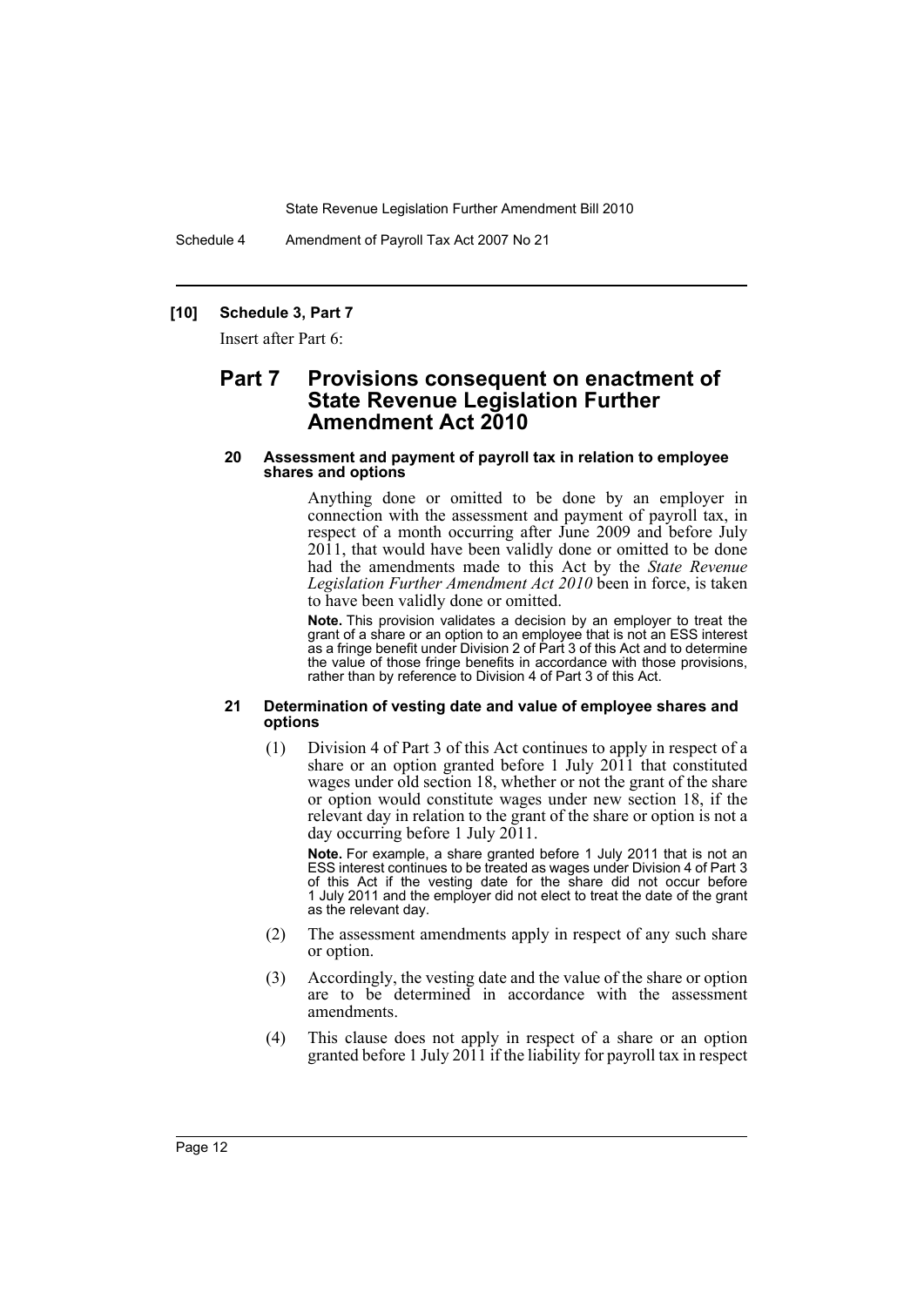### [10] Schedule 3, Part 7

Insert after Part 6:

## Part 7 Provisions consequent on enactment of State Revenue Legislation Further Amendment Act 2010

#### 20 Assessment and payment of payroll tax in relation to employee shares and options

Anything done or omitted to be done by an employer in connection with the assessment and payment of payroll tax, in respect of a month occurring after June 2009 and before July 2011, that would have been validly done or omitted to be done had the amendments made to this Act by the *State Revenue Legislation Further Amendment Act 2010* been in force, is taken to have been validly done or omitted.

**Note.** This provision validates a decision by an employer to treat the grant of a share or an option to an employee that is not an ESS interest as a fringe benefit under Division 2 of Part 3 of this Act and to determine the value of those fringe benefits in accordance with those provisions, rather than by reference to Division 4 of Part 3 of this Act.

#### 21 Determination of vesting date and value of employee shares and options

(1) Division 4 of Part 3 of this Act continues to apply in respect of a share or an option granted before 1 July 2011 that constituted wages under old section 18, whether or not the grant of the share or option would constitute wages under new section 18, if the relevant day in relation to the grant of the share or option is not a day occurring before 1 July 2011.

**Note.** For example, a share granted before 1 July 2011 that is not an ESS interest continues to be treated as wages under Division 4 of Part 3 of this Act if the vesting date for the share did not occur before 1 July 2011 and the employer did not elect to treat the date of the grant as the relevant day.

(2) The assessment amendments apply in respect of any such share or option.

(3) Accordingly, the vesting date and the value of the share or option are to be determined in accordance with the assessment amendments.

(4) This clause does not apply in respect of a share or an option granted before 1 July 2011 if the liability for payroll tax in respect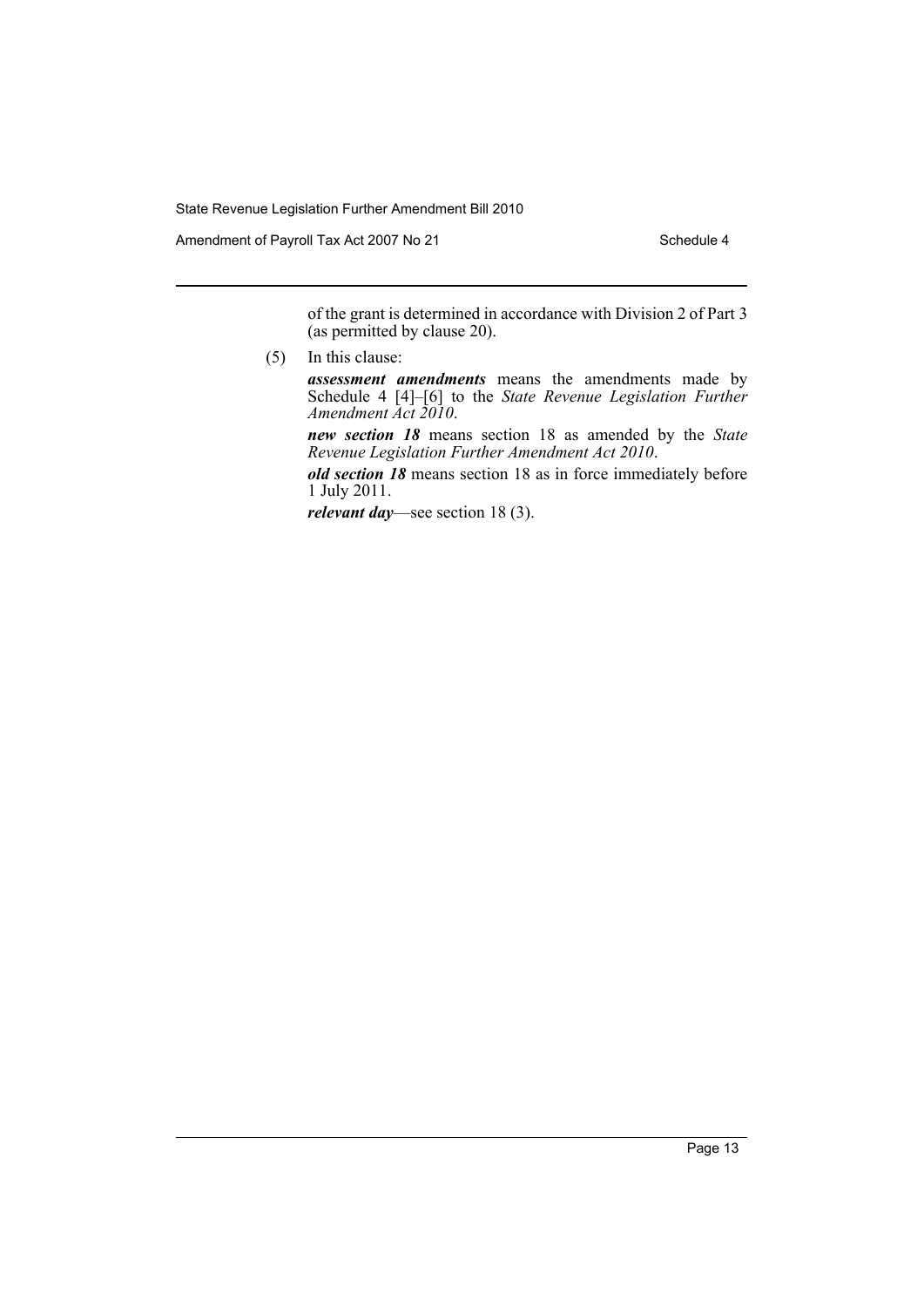of the grant is determined in accordance with Division 2 of Part 3 (as permitted by clause 20).

(5) In this clause:

***assessment amendments*** means the amendments made by Schedule 4 [4]–[6] to the *State Revenue Legislation Further Amendment Act 2010*.

***new section 18*** means section 18 as amended by the *State Revenue Legislation Further Amendment Act 2010*.

***old section 18*** means section 18 as in force immediately before 1 July 2011.

***relevant day***—see section 18 (3).